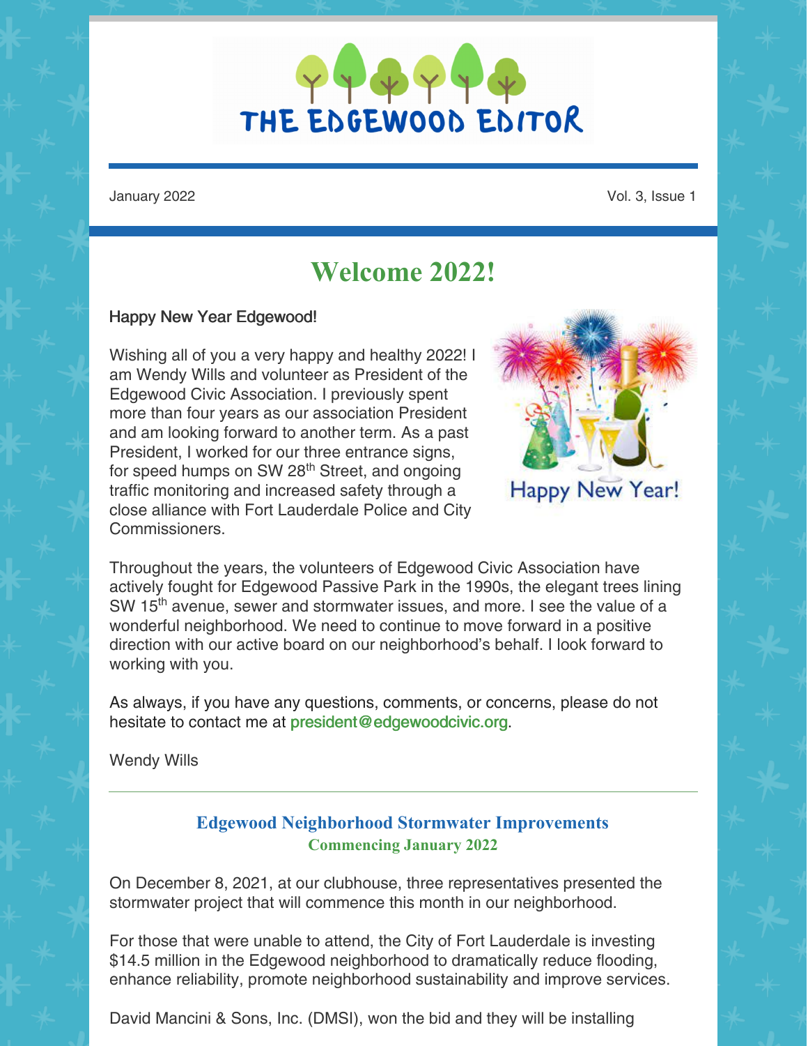# THE EDGEWOOD EDITOR

January 2022 Vol. 3, Issue 1

## Welcome 2022!

Happy New Year Edgewood!

Wishing all of you a very happy and healthy 2022! I am Wendy Wills and volunteer as President of the Edgewood Civic Association. I previously spent more than four years as our association President and am looking forward to another term. As a past President, I worked for our three entrance signs, for speed humps on SW 28th Street, and ongoing traffic monitoring and increased safety through a close alliance with Fort Lauderdale Police and City Commissioners.

Throughout the years, the volunteers of Edgewood Civic Association have actively fought for Edgewood Passive Park in the 1990s, the elegant trees lining SW 15th avenue, sewer and stormwater issues, and more. I see the value of a wonderful neighborhood. We need to continue to move forward in a positive direction with our active board on our neighborhood's behalf. I look forward to working with you.

As always, if you have any questions, comments, or concerns, please do not hesitate to contact me at president@edgewoodcivic.org.

Wendy Wills

---

### Edgewood Neighborhood Stormwater Improvements
#### Commencing January 2022

On December 8, 2021, at our clubhouse, three representatives presented the stormwater project that will commence this month in our neighborhood.

For those that were unable to attend, the City of Fort Lauderdale is investing $14.5 million in the Edgewood neighborhood to dramatically reduce flooding, enhance reliability, promote neighborhood sustainability and improve services.

David Mancini & Sons, Inc. (DMSI), won the bid and they will be installing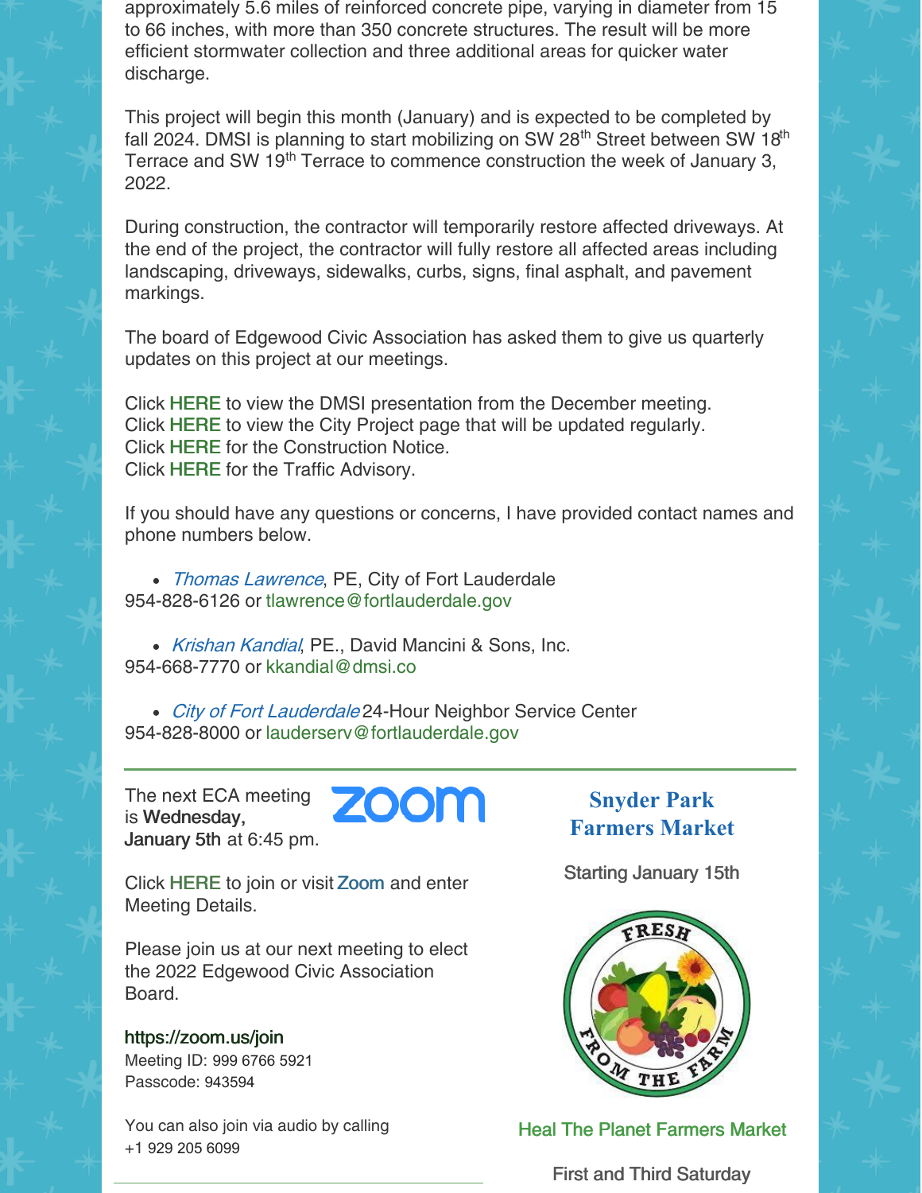approximately 5.6 miles of reinforced concrete pipe, varying in diameter from 15 to 66 inches, with more than 350 concrete structures. The result will be more efficient stormwater collection and three additional areas for quicker water discharge.

This project will begin this month (January) and is expected to be completed by fall 2024. DMSI is planning to start mobilizing on SW 28th Street between SW 18th Terrace and SW 19th Terrace to commence construction the week of January 3, 2022.

During construction, the contractor will temporarily restore affected driveways. At the end of the project, the contractor will fully restore all affected areas including landscaping, driveways, sidewalks, curbs, signs, final asphalt, and pavement markings.

The board of Edgewood Civic Association has asked them to give us quarterly updates on this project at our meetings.

Click HERE to view the DMSI presentation from the December meeting.
Click HERE to view the City Project page that will be updated regularly.
Click HERE for the Construction Notice.
Click HERE for the Traffic Advisory.

If you should have any questions or concerns, I have provided contact names and phone numbers below.

- *Thomas Lawrence*, PE, City of Fort Lauderdale
954-828-6126 or tlawrence@fortlauderdale.gov

- *Krishan Kandial*, PE., David Mancini & Sons, Inc.
954-668-7770 or kkandial@dmsi.co

- *City of Fort Lauderdale* 24-Hour Neighbor Service Center
954-828-8000 or lauderserv@fortlauderdale.gov

---

The next ECA meeting is **Wednesday, January 5th** at 6:45 pm.

zoom

Click HERE to join or visit Zoom and enter Meeting Details.

Please join us at our next meeting to elect the 2022 Edgewood Civic Association Board.

https://zoom.us/join
Meeting ID: 999 6766 5921
Passcode: 943594

You can also join via audio by calling
+1 929 205 6099

## Snyder Park Farmers Market

Starting January 15th

FRESH FROM THE FARM

Heal The Planet Farmers Market

First and Third Saturday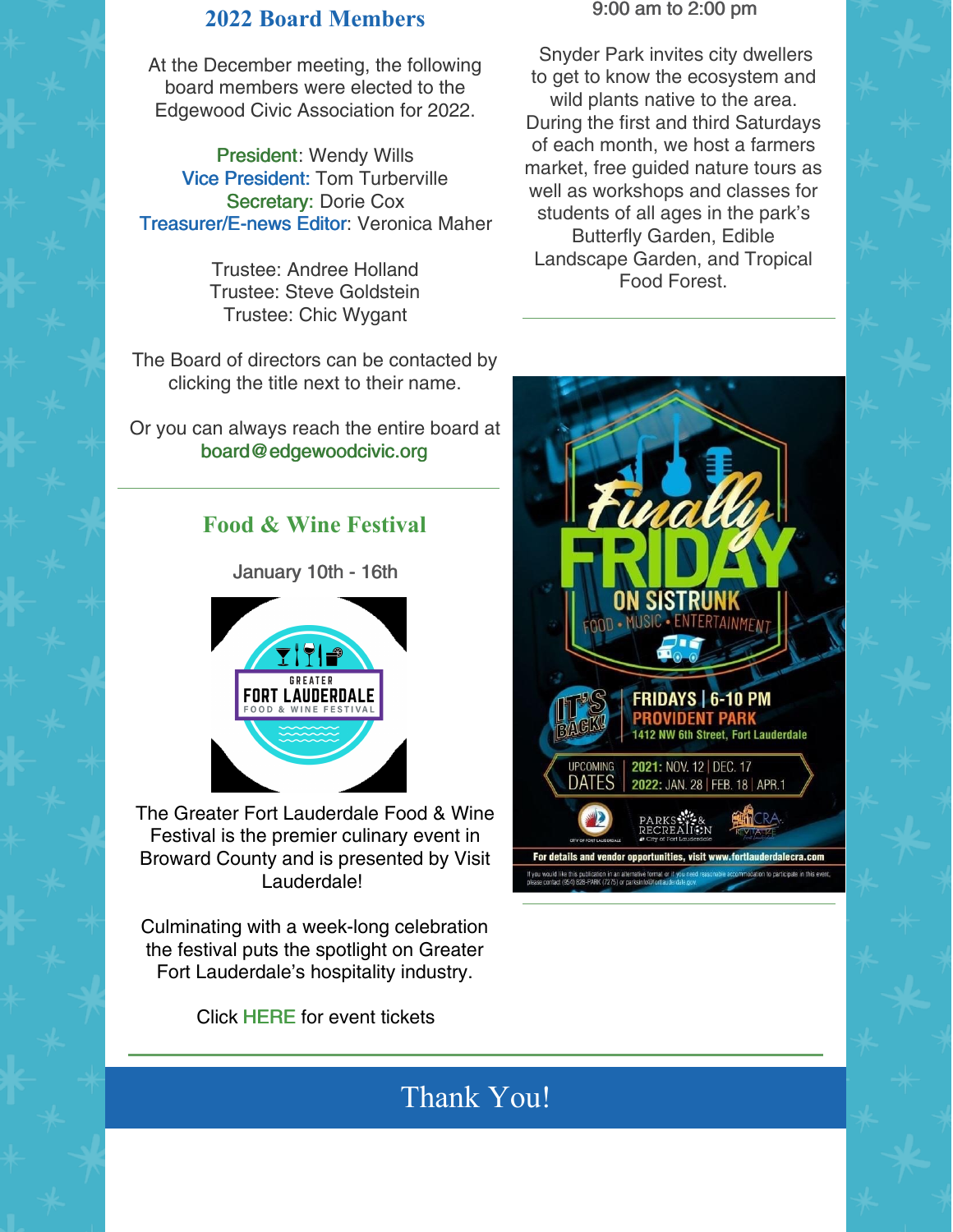## 2022 Board Members

At the December meeting, the following board members were elected to the Edgewood Civic Association for 2022.

President: Wendy Wills
Vice President: Tom Turberville
Secretary: Dorie Cox
Treasurer/E-news Editor: Veronica Maher

Trustee: Andree Holland
Trustee: Steve Goldstein
Trustee: Chic Wygant

The Board of directors can be contacted by clicking the title next to their name.

Or you can always reach the entire board at board@edgewoodcivic.org

## Food & Wine Festival

January 10th - 16th

The Greater Fort Lauderdale Food & Wine Festival is the premier culinary event in Broward County and is presented by Visit Lauderdale!

Culminating with a week-long celebration the festival puts the spotlight on Greater Fort Lauderdale's hospitality industry.

Click HERE for event tickets

9:00 am to 2:00 pm

Snyder Park invites city dwellers to get to know the ecosystem and wild plants native to the area. During the first and third Saturdays of each month, we host a farmers market, free guided nature tours as well as workshops and classes for students of all ages in the park's Butterfly Garden, Edible Landscape Garden, and Tropical Food Forest.

# Thank You!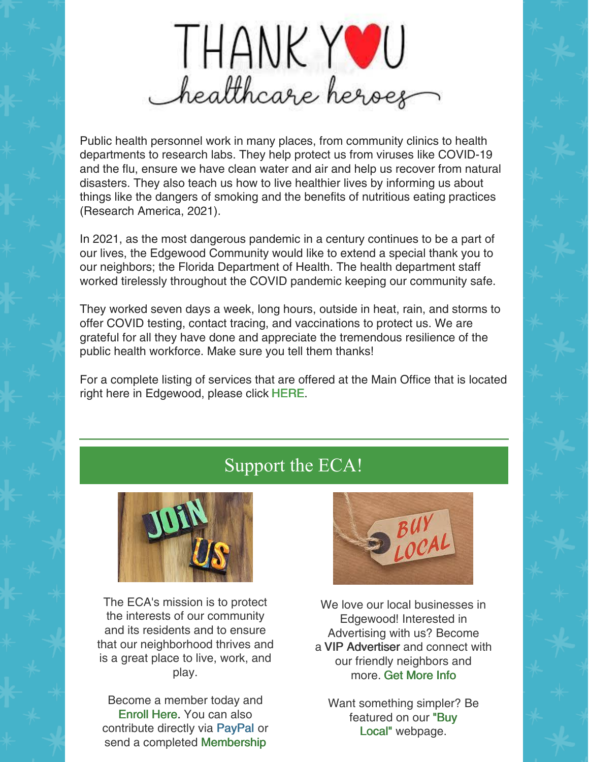# THANK YOU
## healthcare heroes

Public health personnel work in many places, from community clinics to health departments to research labs. They help protect us from viruses like COVID-19 and the flu, ensure we have clean water and air and help us recover from natural disasters. They also teach us how to live healthier lives by informing us about things like the dangers of smoking and the benefits of nutritious eating practices (Research America, 2021).

In 2021, as the most dangerous pandemic in a century continues to be a part of our lives, the Edgewood Community would like to extend a special thank you to our neighbors; the Florida Department of Health. The health department staff worked tirelessly throughout the COVID pandemic keeping our community safe.

They worked seven days a week, long hours, outside in heat, rain, and storms to offer COVID testing, contact tracing, and vaccinations to protect us. We are grateful for all they have done and appreciate the tremendous resilience of the public health workforce. Make sure you tell them thanks!

For a complete listing of services that are offered at the Main Office that is located right here in Edgewood, please click HERE.

## Support the ECA!

The ECA's mission is to protect the interests of our community and its residents and to ensure that our neighborhood thrives and is a great place to live, work, and play.

Become a member today and Enroll Here. You can also contribute directly via PayPal or send a completed Membership

We love our local businesses in Edgewood! Interested in Advertising with us? Become a VIP Advertiser and connect with our friendly neighbors and more. Get More Info

Want something simpler? Be featured on our "Buy Local" webpage.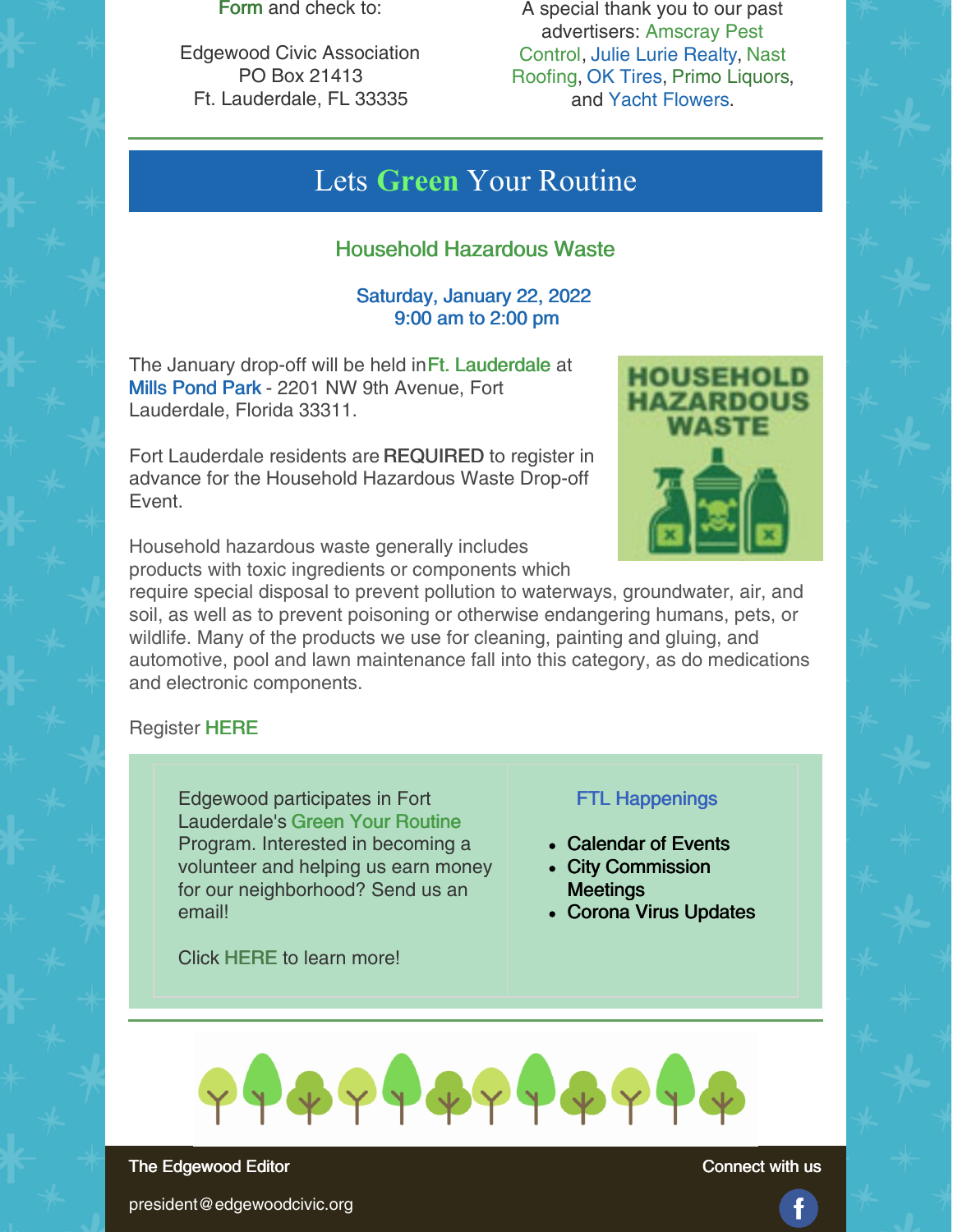Form and check to:

Edgewood Civic Association
PO Box 21413
Ft. Lauderdale, FL 33335

A special thank you to our past advertisers: Amscray Pest Control, Julie Lurie Realty, Nast Roofing, OK Tires, Primo Liquors, and Yacht Flowers.

## Lets Green Your Routine

### Household Hazardous Waste

**Saturday, January 22, 2022**
**9:00 am to 2:00 pm**

The January drop-off will be held in Ft. Lauderdale at Mills Pond Park - 2201 NW 9th Avenue, Fort Lauderdale, Florida 33311.

Fort Lauderdale residents are REQUIRED to register in advance for the Household Hazardous Waste Drop-off Event.

Household hazardous waste generally includes products with toxic ingredients or components which require special disposal to prevent pollution to waterways, groundwater, air, and soil, as well as to prevent poisoning or otherwise endangering humans, pets, or wildlife. Many of the products we use for cleaning, painting and gluing, and automotive, pool and lawn maintenance fall into this category, as do medications and electronic components.

Register HERE

Edgewood participates in Fort Lauderdale's Green Your Routine Program. Interested in becoming a volunteer and helping us earn money for our neighborhood? Send us an email!

Click HERE to learn more!

### FTL Happenings

- Calendar of Events
- City Commission Meetings
- Corona Virus Updates

The Edgewood Editor

president@edgewoodcivic.org

Connect with us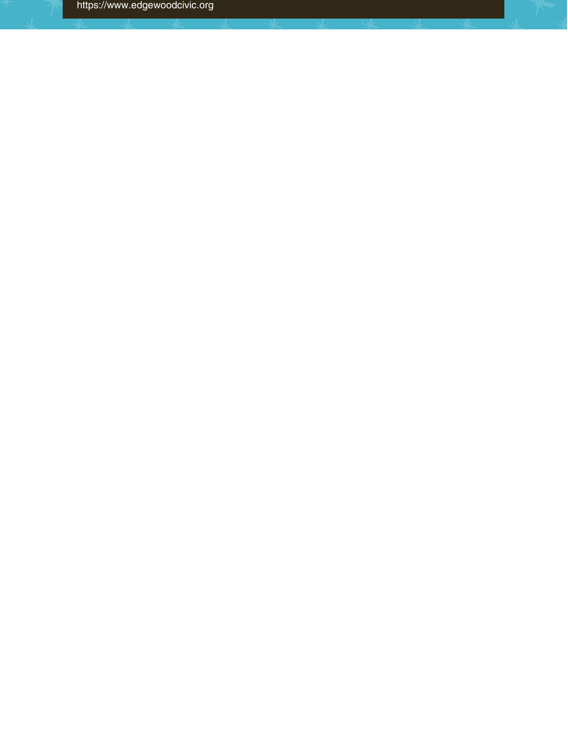https://www.edgewoodcivic.org